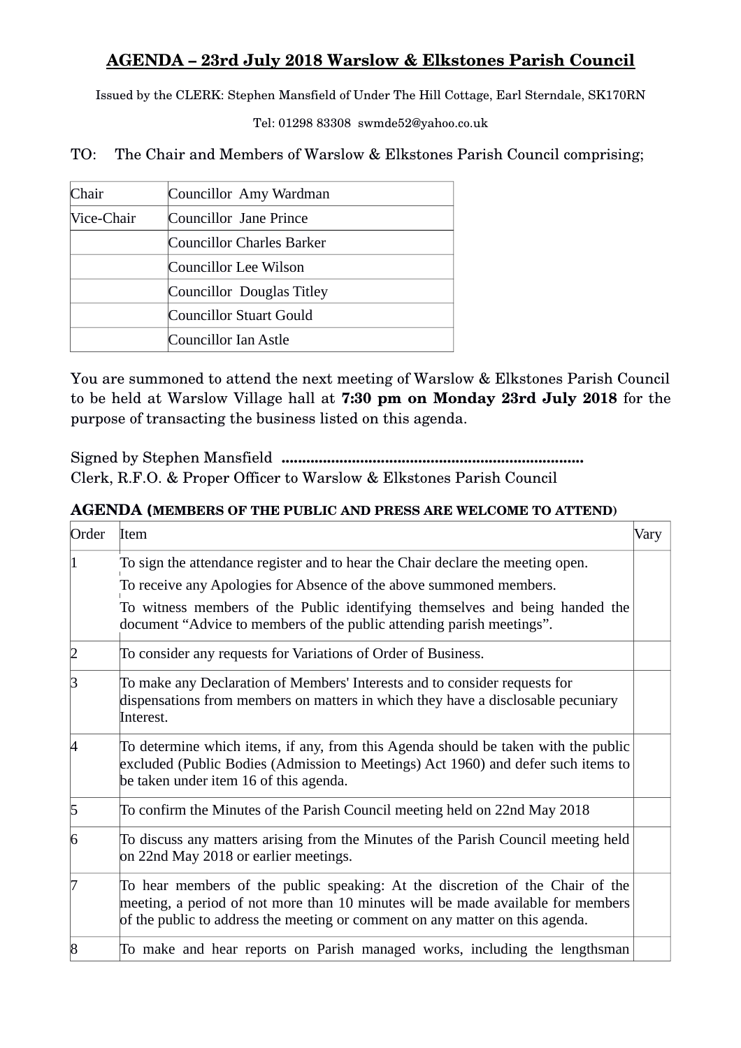# AGENDA – 23rd July 2018 Warslow & Elkstones Parish Council

Issued by the CLERK: Stephen Mansfield of Under The Hill Cottage, Earl Sterndale, SK170RN

Tel: 01298 83308 swmde52@yahoo.co.uk

TO: The Chair and Members of Warslow & Elkstones Parish Council comprising;

| | |
|---|---|
| Chair | Councillor Amy Wardman |
| Vice-Chair | Councillor Jane Prince |
| | Councillor Charles Barker |
| | Councillor Lee Wilson |
| | Councillor Douglas Titley |
| | Councillor Stuart Gould |
| | Councillor Ian Astle |

You are summoned to attend the next meeting of Warslow & Elkstones Parish Council to be held at Warslow Village hall at **7:30 pm on Monday 23rd July 2018** for the purpose of transacting the business listed on this agenda.

Signed by Stephen Mansfield ........................................................................
Clerk, R.F.O. & Proper Officer to Warslow & Elkstones Parish Council

**AGENDA (MEMBERS OF THE PUBLIC AND PRESS ARE WELCOME TO ATTEND)**

| Order | Item | Vary |
|---|---|---|
| 1 | To sign the attendance register and to hear the Chair declare the meeting open.<br>To receive any Apologies for Absence of the above summoned members.<br>To witness members of the Public identifying themselves and being handed the document "Advice to members of the public attending parish meetings". | |
| 2 | To consider any requests for Variations of Order of Business. | |
| 3 | To make any Declaration of Members' Interests and to consider requests for dispensations from members on matters in which they have a disclosable pecuniary Interest. | |
| 4 | To determine which items, if any, from this Agenda should be taken with the public excluded (Public Bodies (Admission to Meetings) Act 1960) and defer such items to be taken under item 16 of this agenda. | |
| 5 | To confirm the Minutes of the Parish Council meeting held on 22nd May 2018 | |
| 6 | To discuss any matters arising from the Minutes of the Parish Council meeting held on 22nd May 2018 or earlier meetings. | |
| 7 | To hear members of the public speaking: At the discretion of the Chair of the meeting, a period of not more than 10 minutes will be made available for members of the public to address the meeting or comment on any matter on this agenda. | |
| 8 | To make and hear reports on Parish managed works, including the lengthsman | |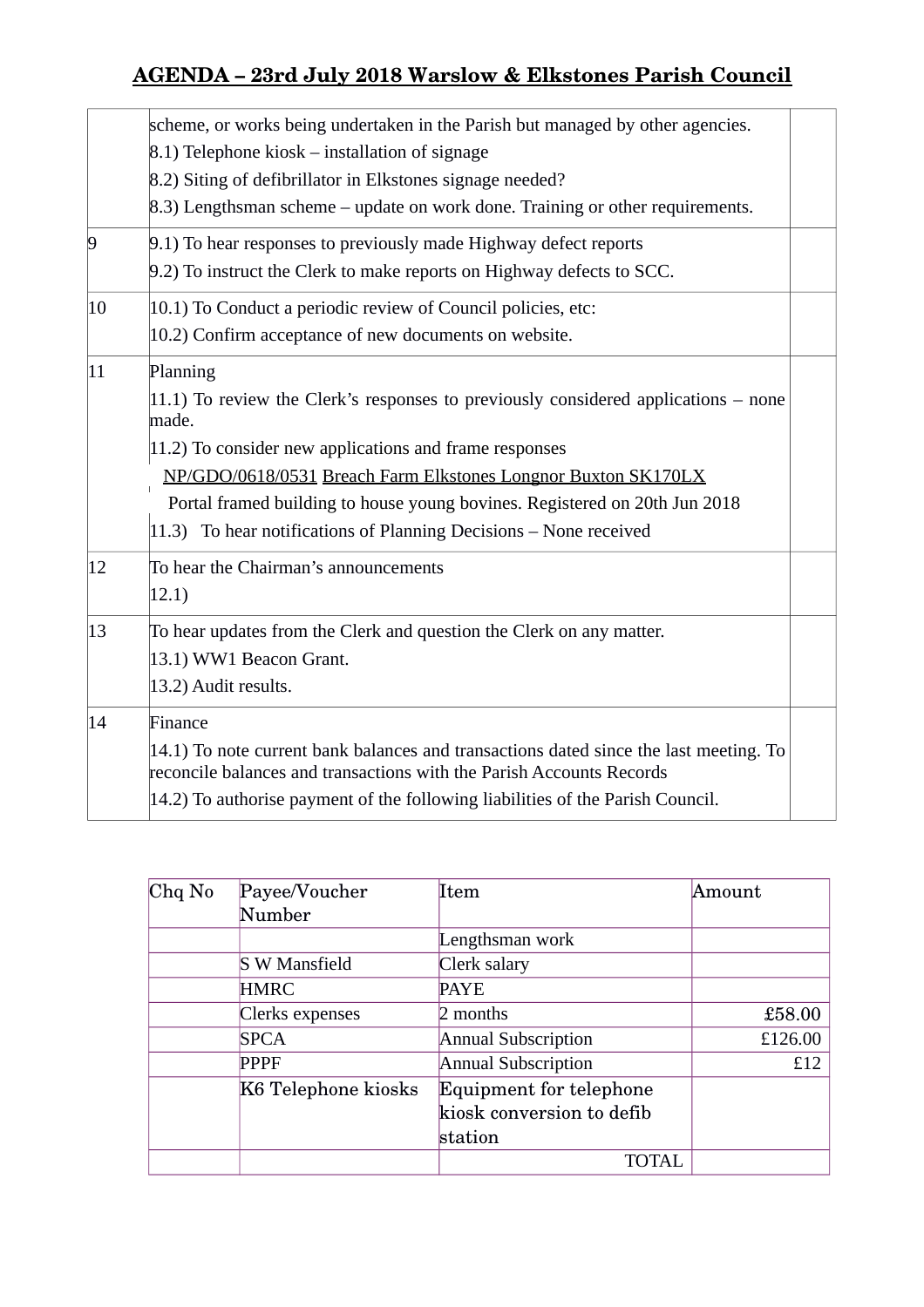## AGENDA – 23rd July 2018 Warslow & Elkstones Parish Council

| | | |
|---|---|---|
| | scheme, or works being undertaken in the Parish but managed by other agencies.<br>8.1) Telephone kiosk – installation of signage<br>8.2) Siting of defibrillator in Elkstones signage needed?<br>8.3) Lengthsman scheme – update on work done. Training or other requirements. | |
| 9 | 9.1) To hear responses to previously made Highway defect reports<br>9.2) To instruct the Clerk to make reports on Highway defects to SCC. | |
| 10 | 10.1) To Conduct a periodic review of Council policies, etc:<br>10.2) Confirm acceptance of new documents on website. | |
| 11 | Planning<br>11.1) To review the Clerk's responses to previously considered applications – none made.<br>11.2) To consider new applications and frame responses<br>NP/GDO/0618/0531 Breach Farm Elkstones Longnor Buxton SK170LX<br>Portal framed building to house young bovines. Registered on 20th Jun 2018<br>11.3) To hear notifications of Planning Decisions – None received | |
| 12 | To hear the Chairman's announcements<br>12.1) | |
| 13 | To hear updates from the Clerk and question the Clerk on any matter.<br>13.1) WW1 Beacon Grant.<br>13.2) Audit results. | |
| 14 | Finance<br>14.1) To note current bank balances and transactions dated since the last meeting. To reconcile balances and transactions with the Parish Accounts Records<br>14.2) To authorise payment of the following liabilities of the Parish Council. | |

| Chq No | Payee/Voucher Number | Item | Amount |
|---|---|---|---|
| | | Lengthsman work | |
| | S W Mansfield | Clerk salary | |
| | HMRC | PAYE | |
| | Clerks expenses | 2 months | £58.00 |
| | SPCA | Annual Subscription | £126.00 |
| | PPPF | Annual Subscription | £12 |
| | K6 Telephone kiosks | Equipment for telephone kiosk conversion to defib station | |
| | | TOTAL | |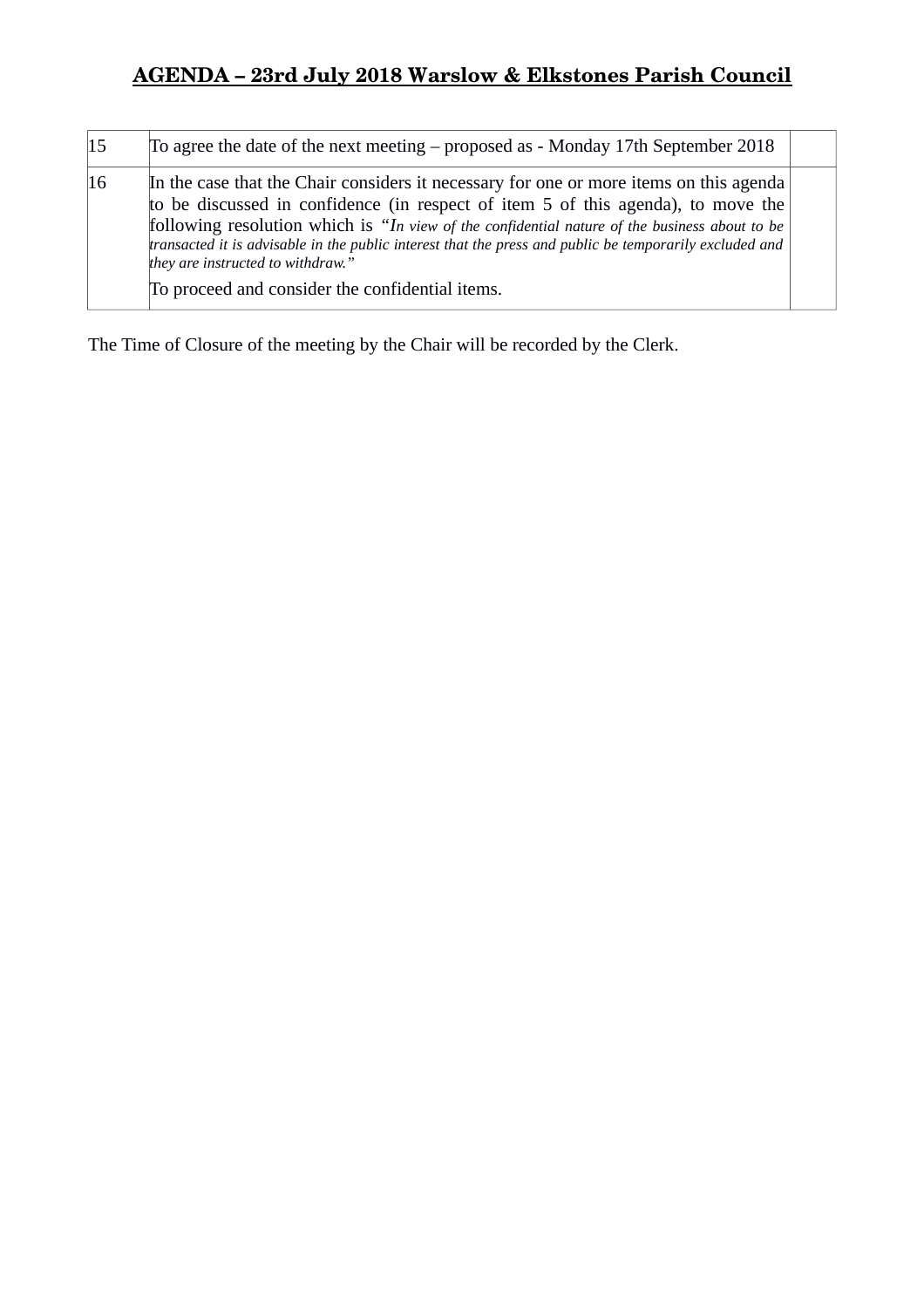# **AGENDA – 23rd July 2018 Warslow & Elkstones Parish Council**

| | | |
|---|---|---|
| 15 | To agree the date of the next meeting – proposed as - Monday 17th September 2018 | |
| 16 | In the case that the Chair considers it necessary for one or more items on this agenda to be discussed in confidence (in respect of item 5 of this agenda), to move the following resolution which is *"In view of the confidential nature of the business about to be transacted it is advisable in the public interest that the press and public be temporarily excluded and they are instructed to withdraw."*<br>To proceed and consider the confidential items. | |

The Time of Closure of the meeting by the Chair will be recorded by the Clerk.